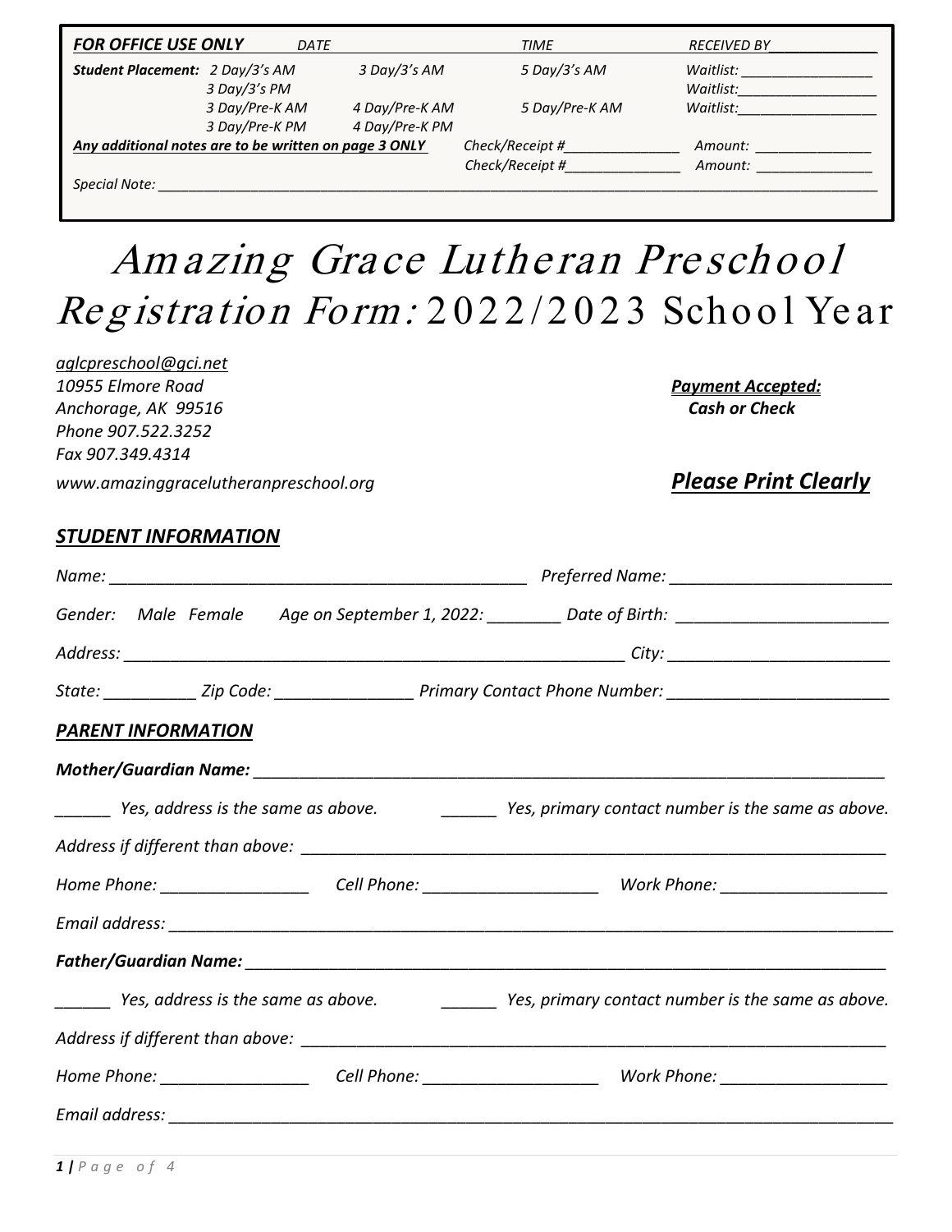| ***FOR OFFICE USE ONLY*** | *DATE* | | *TIME* | *RECEIVED BY____________* |
|---|---|---|---|---|
| ***Student Placement:*** | *2 Day/3's AM* | *3 Day/3's AM* | *5 Day/3's AM* | *Waitlist: ________________* |
| | *3 Day/3's PM* | | | *Waitlist:_________________* |
| | *3 Day/Pre-K AM* | *4 Day/Pre-K AM* | *5 Day/Pre-K AM* | *Waitlist:__________________* |
| | *3 Day/Pre-K PM* | *4 Day/Pre-K PM* | | |
| ***Any additional notes are to be written on page 3 ONLY*** | | | *Check/Receipt #______________* | *Amount: _______________* |
| | | | *Check/Receipt #______________* | *Amount: _______________* |
| *Special Note: ____________________________________________* | | | | |

# *Amazing Grace Lutheran Preschool*

# *Registration Form:* 2022/2023 School Year

*aglcpreschool@gci.net*
*10955 Elmore Road*
*Anchorage, AK 99516*
*Phone 907.522.3252*
*Fax 907.349.4314*
*www.amazinggracelutheranpreschool.org*

***Payment Accepted:***
***Cash or Check***

***Please Print Clearly***

## *STUDENT INFORMATION*

*Name:* _____________________________________________ *Preferred Name:* ________________________

*Gender: Male Female* *Age on September 1, 2022:* ________ *Date of Birth:* _______________________

*Address:* ______________________________________________________ *City:* ________________________

*State:* __________ *Zip Code:* _______________ *Primary Contact Phone Number:* ________________________

## *PARENT INFORMATION*

***Mother/Guardian Name:*** ______________________________________________________________________

______ *Yes, address is the same as above.* ______ *Yes, primary contact number is the same as above.*

*Address if different than above:* _________________________________________________________________

*Home Phone:* ________________ *Cell Phone:* ___________________ *Work Phone:* __________________

*Email address:* _________________________________________________________________________________

***Father/Guardian Name:*** _______________________________________________________________________

______ *Yes, address is the same as above.* ______ *Yes, primary contact number is the same as above.*

*Address if different than above:* _________________________________________________________________

*Home Phone:* ________________ *Cell Phone:* ___________________ *Work Phone:* __________________

*Email address:* _________________________________________________________________________________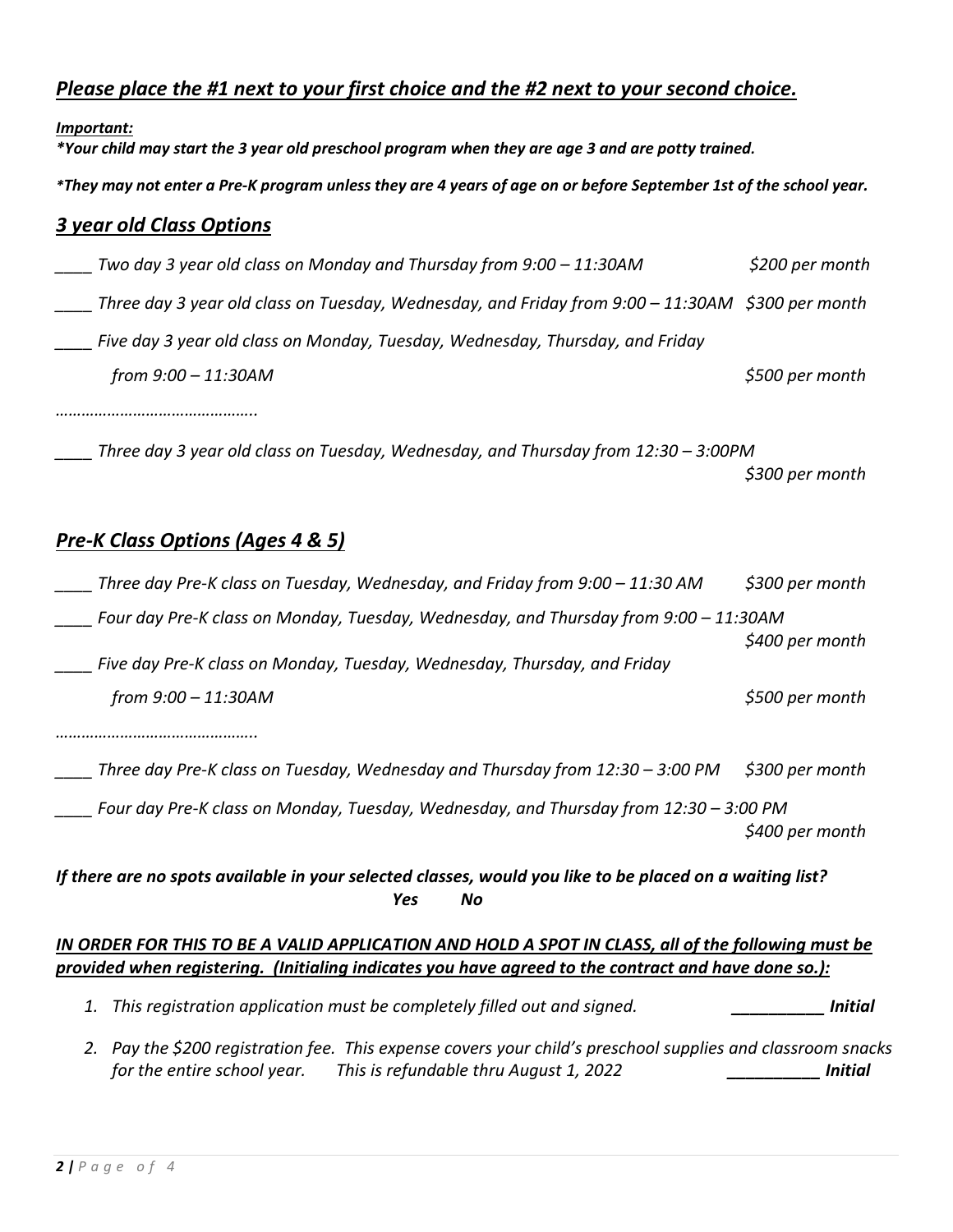## *Please place the #1 next to your first choice and the #2 next to your second choice.*

***Important:***
***\*Your child may start the 3 year old preschool program when they are age 3 and are potty trained.***

***\*They may not enter a Pre-K program unless they are 4 years of age on or before September 1st of the school year.***

## *3 year old Class Options*

*____ Two day 3 year old class on Monday and Thursday from 9:00 – 11:30AM* *$200 per month*

*____ Three day 3 year old class on Tuesday, Wednesday, and Friday from 9:00 – 11:30AM* *$300 per month*

*____ Five day 3 year old class on Monday, Tuesday, Wednesday, Thursday, and Friday from 9:00 – 11:30AM* *$500 per month*

*………………………………………..*

*____ Three day 3 year old class on Tuesday, Wednesday, and Thursday from 12:30 – 3:00PM* *$300 per month*

## *Pre-K Class Options (Ages 4 & 5)*

*____ Three day Pre-K class on Tuesday, Wednesday, and Friday from 9:00 – 11:30 AM* *$300 per month*

*____ Four day Pre-K class on Monday, Tuesday, Wednesday, and Thursday from 9:00 – 11:30AM* *$400 per month*

*____ Five day Pre-K class on Monday, Tuesday, Wednesday, Thursday, and Friday from 9:00 – 11:30AM* *$500 per month*

*………………………………………..*

*____ Three day Pre-K class on Tuesday, Wednesday and Thursday from 12:30 – 3:00 PM* *$300 per month*

*____ Four day Pre-K class on Monday, Tuesday, Wednesday, and Thursday from 12:30 – 3:00 PM* *$400 per month*

***If there are no spots available in your selected classes, would you like to be placed on a waiting list?***
***Yes No***

***IN ORDER FOR THIS TO BE A VALID APPLICATION AND HOLD A SPOT IN CLASS, all of the following must be provided when registering. (Initialing indicates you have agreed to the contract and have done so.):***

1. *This registration application must be completely filled out and signed.* ***__________ Initial***
2. *Pay the $200 registration fee. This expense covers your child's preschool supplies and classroom snacks for the entire school year. This is refundable thru August 1, 2022* ***__________ Initial***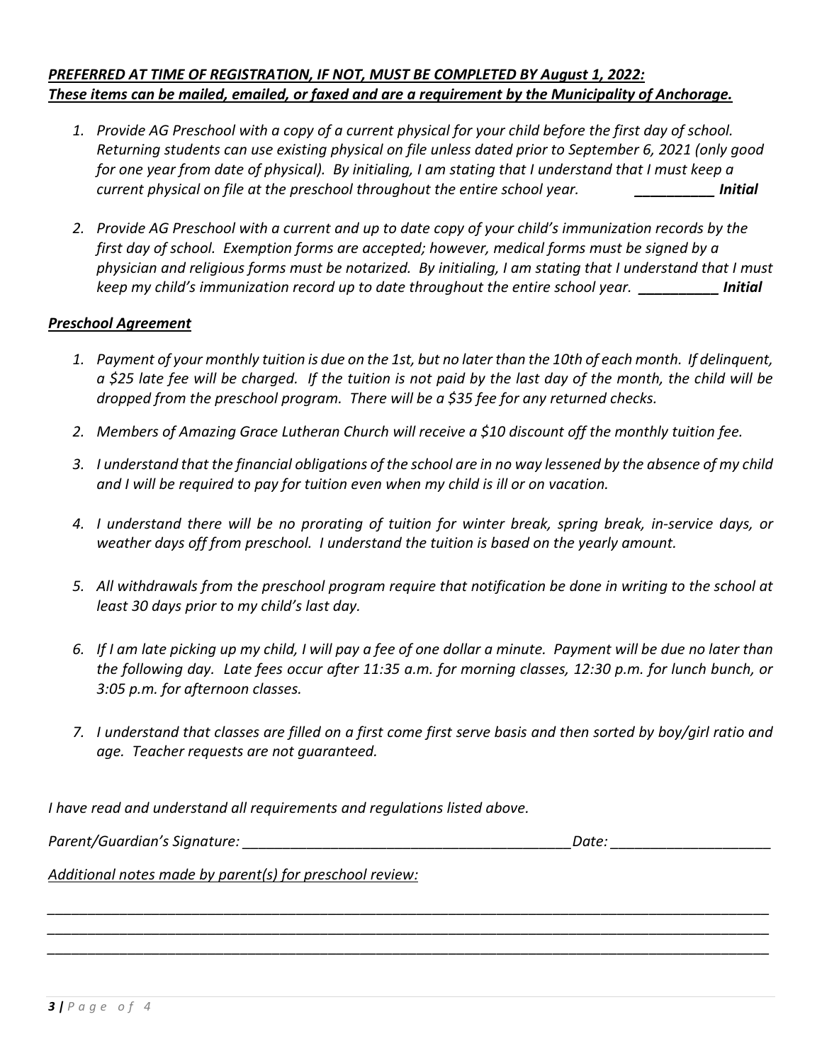***PREFERRED AT TIME OF REGISTRATION, IF NOT, MUST BE COMPLETED BY August 1, 2022:***
***These items can be mailed, emailed, or faxed and are a requirement by the Municipality of Anchorage.***

1. *Provide AG Preschool with a copy of a current physical for your child before the first day of school. Returning students can use existing physical on file unless dated prior to September 6, 2021 (only good for one year from date of physical). By initialing, I am stating that I understand that I must keep a current physical on file at the preschool throughout the entire school year.* __________ ***Initial***

2. *Provide AG Preschool with a current and up to date copy of your child's immunization records by the first day of school. Exemption forms are accepted; however, medical forms must be signed by a physician and religious forms must be notarized. By initialing, I am stating that I understand that I must keep my child's immunization record up to date throughout the entire school year.* __________ ***Initial***

***Preschool Agreement***

1. *Payment of your monthly tuition is due on the 1st, but no later than the 10th of each month. If delinquent, a $25 late fee will be charged. If the tuition is not paid by the last day of the month, the child will be dropped from the preschool program. There will be a $35 fee for any returned checks.*

2. *Members of Amazing Grace Lutheran Church will receive a $10 discount off the monthly tuition fee.*

3. *I understand that the financial obligations of the school are in no way lessened by the absence of my child and I will be required to pay for tuition even when my child is ill or on vacation.*

4. *I understand there will be no prorating of tuition for winter break, spring break, in-service days, or weather days off from preschool. I understand the tuition is based on the yearly amount.*

5. *All withdrawals from the preschool program require that notification be done in writing to the school at least 30 days prior to my child's last day.*

6. *If I am late picking up my child, I will pay a fee of one dollar a minute. Payment will be due no later than the following day. Late fees occur after 11:35 a.m. for morning classes, 12:30 p.m. for lunch bunch, or 3:05 p.m. for afternoon classes.*

7. *I understand that classes are filled on a first come first serve basis and then sorted by boy/girl ratio and age. Teacher requests are not guaranteed.*

*I have read and understand all requirements and regulations listed above.*

*Parent/Guardian's Signature:* __________________________________________ *Date:* ____________________

*Additional notes made by parent(s) for preschool review:*

______________________________________________________________________________________________
______________________________________________________________________________________________
______________________________________________________________________________________________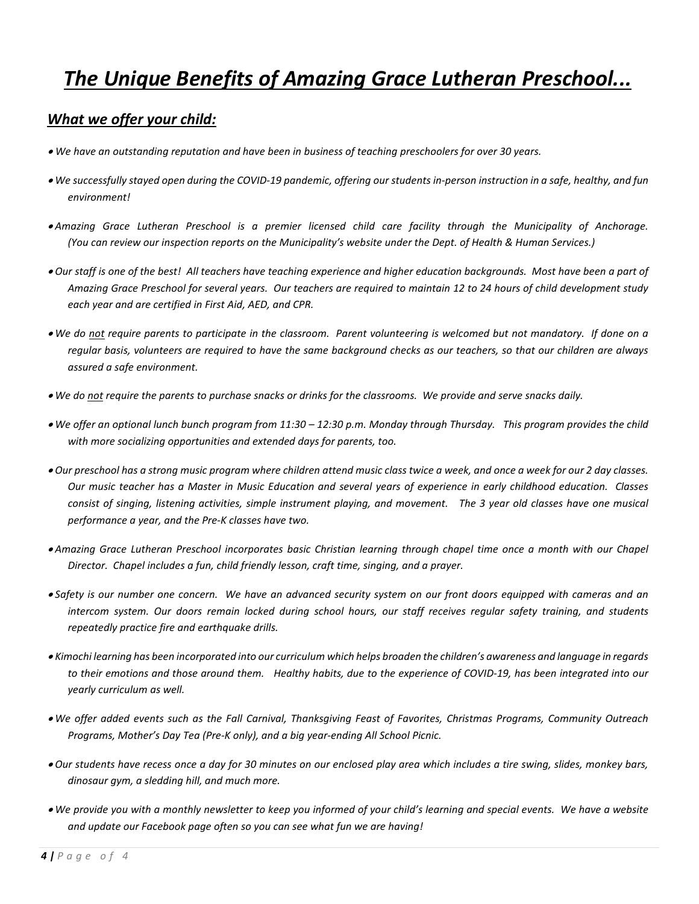# *The Unique Benefits of Amazing Grace Lutheran Preschool...*

## *What we offer your child:*

- *We have an outstanding reputation and have been in business of teaching preschoolers for over 30 years.*
- *We successfully stayed open during the COVID-19 pandemic, offering our students in-person instruction in a safe, healthy, and fun environment!*
- *Amazing Grace Lutheran Preschool is a premier licensed child care facility through the Municipality of Anchorage. (You can review our inspection reports on the Municipality's website under the Dept. of Health & Human Services.)*
- *Our staff is one of the best! All teachers have teaching experience and higher education backgrounds. Most have been a part of Amazing Grace Preschool for several years. Our teachers are required to maintain 12 to 24 hours of child development study each year and are certified in First Aid, AED, and CPR.*
- *We do <u>not</u> require parents to participate in the classroom. Parent volunteering is welcomed but not mandatory. If done on a regular basis, volunteers are required to have the same background checks as our teachers, so that our children are always assured a safe environment.*
- *We do <u>not</u> require the parents to purchase snacks or drinks for the classrooms. We provide and serve snacks daily.*
- *We offer an optional lunch bunch program from 11:30 – 12:30 p.m. Monday through Thursday. This program provides the child with more socializing opportunities and extended days for parents, too.*
- *Our preschool has a strong music program where children attend music class twice a week, and once a week for our 2 day classes. Our music teacher has a Master in Music Education and several years of experience in early childhood education. Classes consist of singing, listening activities, simple instrument playing, and movement. The 3 year old classes have one musical performance a year, and the Pre-K classes have two.*
- *Amazing Grace Lutheran Preschool incorporates basic Christian learning through chapel time once a month with our Chapel Director. Chapel includes a fun, child friendly lesson, craft time, singing, and a prayer.*
- *Safety is our number one concern. We have an advanced security system on our front doors equipped with cameras and an intercom system. Our doors remain locked during school hours, our staff receives regular safety training, and students repeatedly practice fire and earthquake drills.*
- *Kimochi learning has been incorporated into our curriculum which helps broaden the children's awareness and language in regards to their emotions and those around them. Healthy habits, due to the experience of COVID-19, has been integrated into our yearly curriculum as well.*
- *We offer added events such as the Fall Carnival, Thanksgiving Feast of Favorites, Christmas Programs, Community Outreach Programs, Mother's Day Tea (Pre-K only), and a big year-ending All School Picnic.*
- *Our students have recess once a day for 30 minutes on our enclosed play area which includes a tire swing, slides, monkey bars, dinosaur gym, a sledding hill, and much more.*
- *We provide you with a monthly newsletter to keep you informed of your child's learning and special events. We have a website and update our Facebook page often so you can see what fun we are having!*